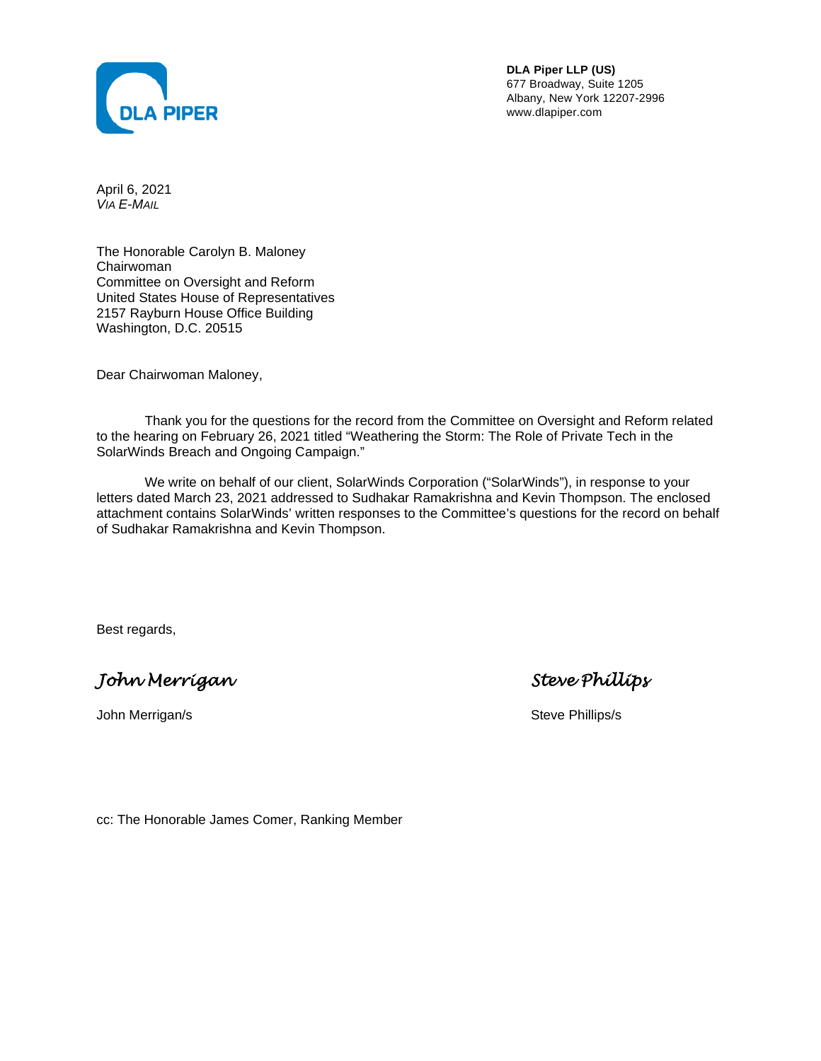DLA PIPER

**DLA Piper LLP (US)**
677 Broadway, Suite 1205
Albany, New York 12207-2996
www.dlapiper.com

April 6, 2021
*VIA E-MAIL*

The Honorable Carolyn B. Maloney
Chairwoman
Committee on Oversight and Reform
United States House of Representatives
2157 Rayburn House Office Building
Washington, D.C. 20515

Dear Chairwoman Maloney,

Thank you for the questions for the record from the Committee on Oversight and Reform related to the hearing on February 26, 2021 titled "Weathering the Storm: The Role of Private Tech in the SolarWinds Breach and Ongoing Campaign."

We write on behalf of our client, SolarWinds Corporation ("SolarWinds"), in response to your letters dated March 23, 2021 addressed to Sudhakar Ramakrishna and Kevin Thompson. The enclosed attachment contains SolarWinds' written responses to the Committee's questions for the record on behalf of Sudhakar Ramakrishna and Kevin Thompson.

Best regards,

*John Merrigan*

John Merrigan/s

*Steve Phillips*

Steve Phillips/s

cc: The Honorable James Comer, Ranking Member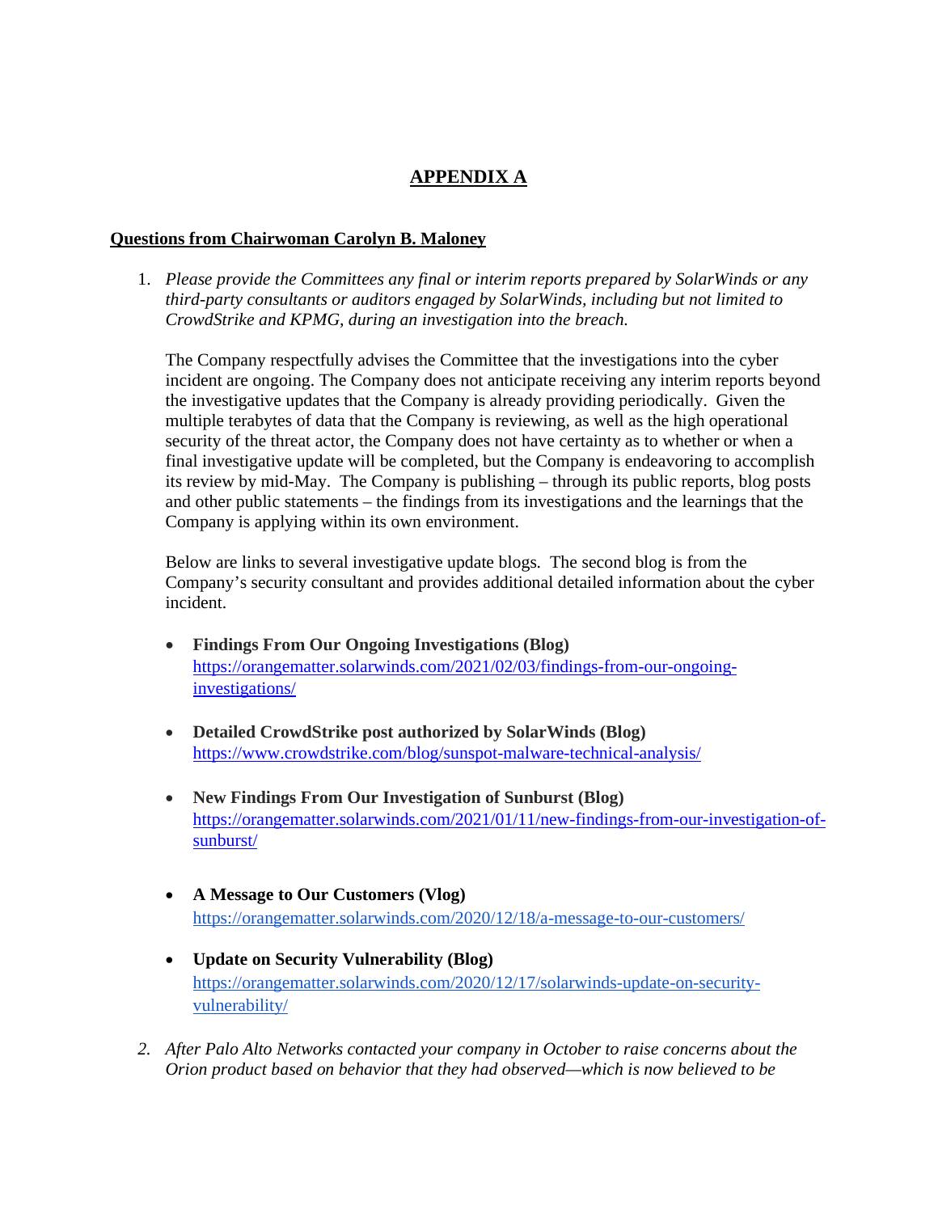# APPENDIX A

**Questions from Chairwoman Carolyn B. Maloney**

1. *Please provide the Committees any final or interim reports prepared by SolarWinds or any third-party consultants or auditors engaged by SolarWinds, including but not limited to CrowdStrike and KPMG, during an investigation into the breach.*

   The Company respectfully advises the Committee that the investigations into the cyber incident are ongoing. The Company does not anticipate receiving any interim reports beyond the investigative updates that the Company is already providing periodically. Given the multiple terabytes of data that the Company is reviewing, as well as the high operational security of the threat actor, the Company does not have certainty as to whether or when a final investigative update will be completed, but the Company is endeavoring to accomplish its review by mid-May. The Company is publishing – through its public reports, blog posts and other public statements – the findings from its investigations and the learnings that the Company is applying within its own environment.

   Below are links to several investigative update blogs. The second blog is from the Company's security consultant and provides additional detailed information about the cyber incident.

   - **Findings From Our Ongoing Investigations (Blog)** https://orangematter.solarwinds.com/2021/02/03/findings-from-our-ongoing-investigations/
   - **Detailed CrowdStrike post authorized by SolarWinds (Blog)** https://www.crowdstrike.com/blog/sunspot-malware-technical-analysis/
   - **New Findings From Our Investigation of Sunburst (Blog)** https://orangematter.solarwinds.com/2021/01/11/new-findings-from-our-investigation-of-sunburst/
   - **A Message to Our Customers (Vlog)** https://orangematter.solarwinds.com/2020/12/18/a-message-to-our-customers/
   - **Update on Security Vulnerability (Blog)** https://orangematter.solarwinds.com/2020/12/17/solarwinds-update-on-security-vulnerability/

2. *After Palo Alto Networks contacted your company in October to raise concerns about the Orion product based on behavior that they had observed—which is now believed to be*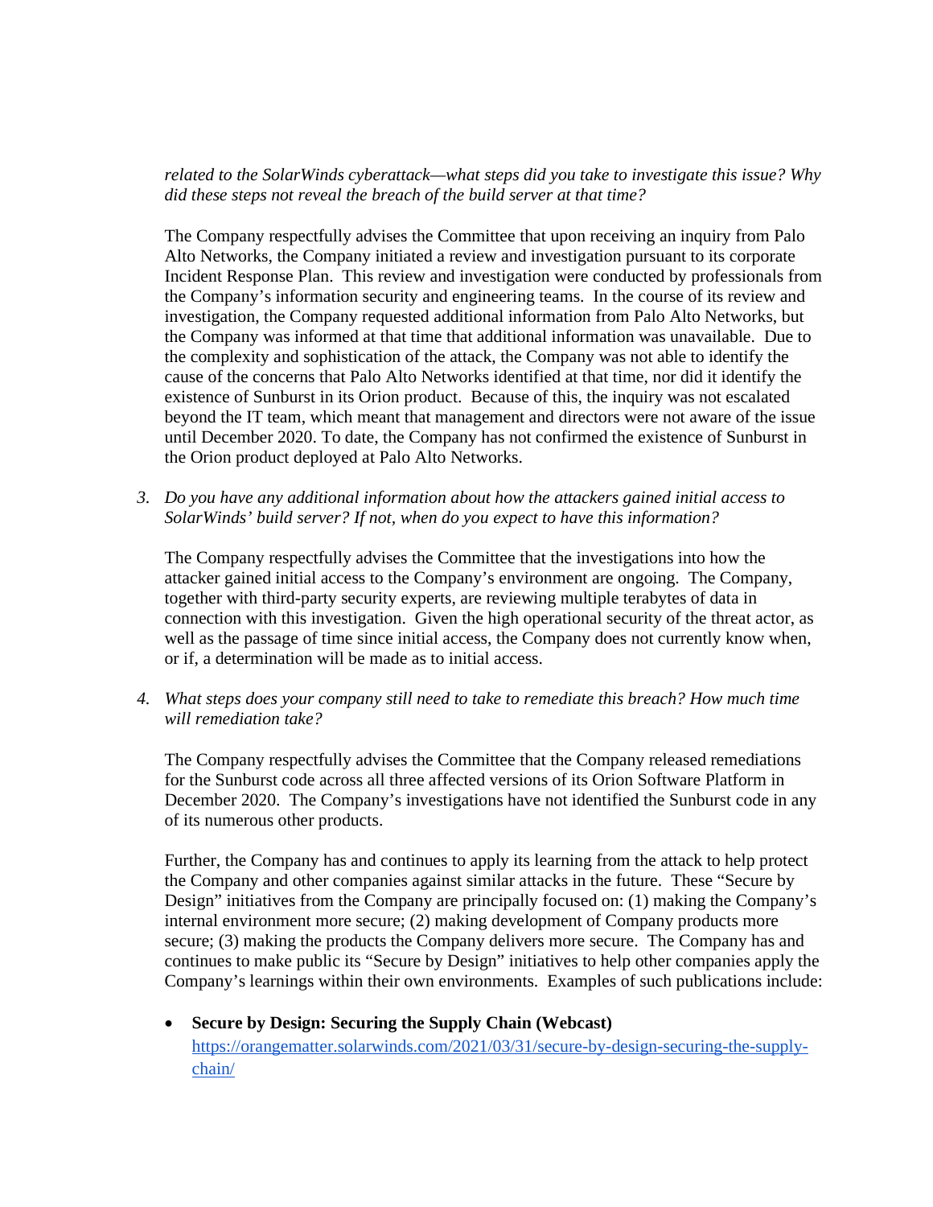*related to the SolarWinds cyberattack—what steps did you take to investigate this issue? Why did these steps not reveal the breach of the build server at that time?*

The Company respectfully advises the Committee that upon receiving an inquiry from Palo Alto Networks, the Company initiated a review and investigation pursuant to its corporate Incident Response Plan. This review and investigation were conducted by professionals from the Company's information security and engineering teams. In the course of its review and investigation, the Company requested additional information from Palo Alto Networks, but the Company was informed at that time that additional information was unavailable. Due to the complexity and sophistication of the attack, the Company was not able to identify the cause of the concerns that Palo Alto Networks identified at that time, nor did it identify the existence of Sunburst in its Orion product. Because of this, the inquiry was not escalated beyond the IT team, which meant that management and directors were not aware of the issue until December 2020. To date, the Company has not confirmed the existence of Sunburst in the Orion product deployed at Palo Alto Networks.

3. *Do you have any additional information about how the attackers gained initial access to SolarWinds' build server? If not, when do you expect to have this information?*

   The Company respectfully advises the Committee that the investigations into how the attacker gained initial access to the Company's environment are ongoing. The Company, together with third-party security experts, are reviewing multiple terabytes of data in connection with this investigation. Given the high operational security of the threat actor, as well as the passage of time since initial access, the Company does not currently know when, or if, a determination will be made as to initial access.

4. *What steps does your company still need to take to remediate this breach? How much time will remediation take?*

   The Company respectfully advises the Committee that the Company released remediations for the Sunburst code across all three affected versions of its Orion Software Platform in December 2020. The Company's investigations have not identified the Sunburst code in any of its numerous other products.

   Further, the Company has and continues to apply its learning from the attack to help protect the Company and other companies against similar attacks in the future. These "Secure by Design" initiatives from the Company are principally focused on: (1) making the Company's internal environment more secure; (2) making development of Company products more secure; (3) making the products the Company delivers more secure. The Company has and continues to make public its "Secure by Design" initiatives to help other companies apply the Company's learnings within their own environments. Examples of such publications include:

   - **Secure by Design: Securing the Supply Chain (Webcast)** [https://orangematter.solarwinds.com/2021/03/31/secure-by-design-securing-the-supply-chain/](https://orangematter.solarwinds.com/2021/03/31/secure-by-design-securing-the-supply-chain/)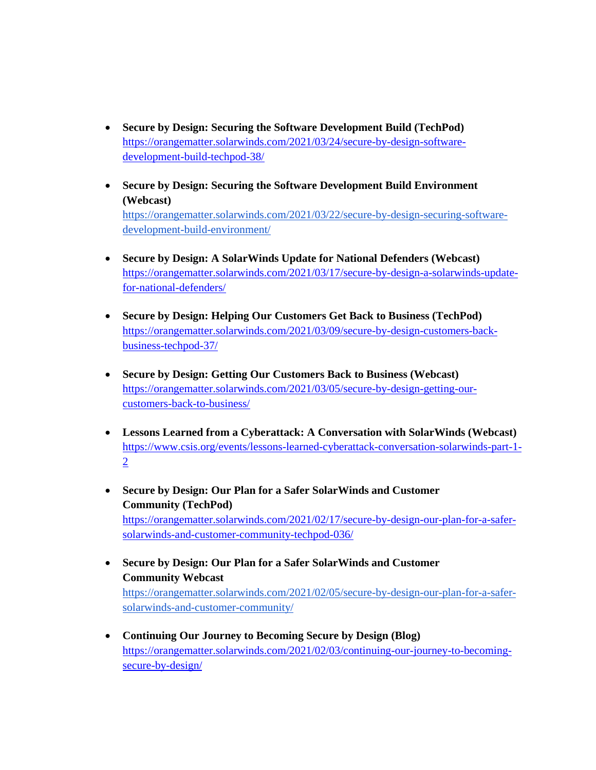- **Secure by Design: Securing the Software Development Build (TechPod)**
  https://orangematter.solarwinds.com/2021/03/24/secure-by-design-software-development-build-techpod-38/

- **Secure by Design: Securing the Software Development Build Environment (Webcast)**
  https://orangematter.solarwinds.com/2021/03/22/secure-by-design-securing-software-development-build-environment/

- **Secure by Design: A SolarWinds Update for National Defenders (Webcast)**
  https://orangematter.solarwinds.com/2021/03/17/secure-by-design-a-solarwinds-update-for-national-defenders/

- **Secure by Design: Helping Our Customers Get Back to Business (TechPod)**
  https://orangematter.solarwinds.com/2021/03/09/secure-by-design-customers-back-business-techpod-37/

- **Secure by Design: Getting Our Customers Back to Business (Webcast)**
  https://orangematter.solarwinds.com/2021/03/05/secure-by-design-getting-our-customers-back-to-business/

- **Lessons Learned from a Cyberattack: A Conversation with SolarWinds (Webcast)**
  https://www.csis.org/events/lessons-learned-cyberattack-conversation-solarwinds-part-1-2

- **Secure by Design: Our Plan for a Safer SolarWinds and Customer Community (TechPod)**
  https://orangematter.solarwinds.com/2021/02/17/secure-by-design-our-plan-for-a-safer-solarwinds-and-customer-community-techpod-036/

- **Secure by Design: Our Plan for a Safer SolarWinds and Customer Community Webcast**
  https://orangematter.solarwinds.com/2021/02/05/secure-by-design-our-plan-for-a-safer-solarwinds-and-customer-community/

- **Continuing Our Journey to Becoming Secure by Design (Blog)**
  https://orangematter.solarwinds.com/2021/02/03/continuing-our-journey-to-becoming-secure-by-design/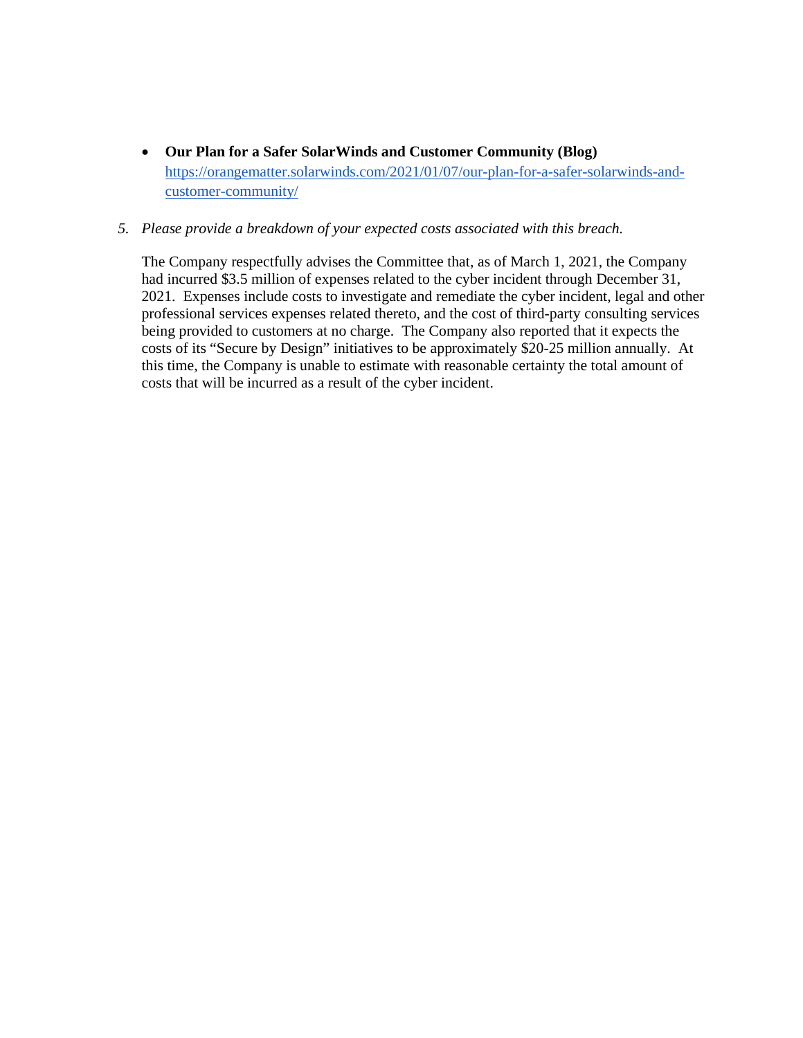- **Our Plan for a Safer SolarWinds and Customer Community (Blog)** [https://orangematter.solarwinds.com/2021/01/07/our-plan-for-a-safer-solarwinds-and-customer-community/](https://orangematter.solarwinds.com/2021/01/07/our-plan-for-a-safer-solarwinds-and-customer-community/)

5. *Please provide a breakdown of your expected costs associated with this breach.*

   The Company respectfully advises the Committee that, as of March 1, 2021, the Company had incurred $3.5 million of expenses related to the cyber incident through December 31, 2021. Expenses include costs to investigate and remediate the cyber incident, legal and other professional services expenses related thereto, and the cost of third-party consulting services being provided to customers at no charge. The Company also reported that it expects the costs of its "Secure by Design" initiatives to be approximately $20-25 million annually. At this time, the Company is unable to estimate with reasonable certainty the total amount of costs that will be incurred as a result of the cyber incident.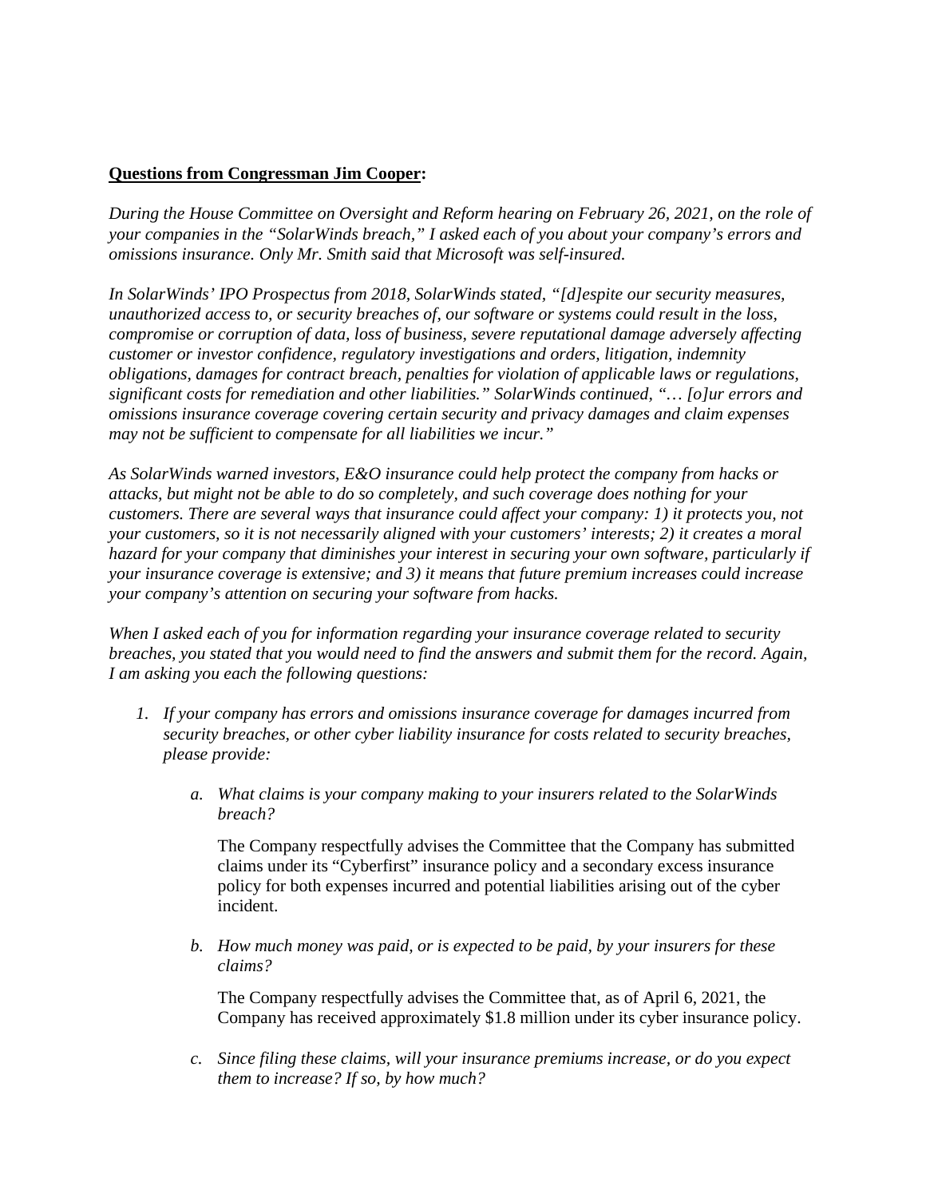**<u>Questions from Congressman Jim Cooper</u>:**

*During the House Committee on Oversight and Reform hearing on February 26, 2021, on the role of your companies in the "SolarWinds breach," I asked each of you about your company's errors and omissions insurance. Only Mr. Smith said that Microsoft was self-insured.*

*In SolarWinds' IPO Prospectus from 2018, SolarWinds stated, "[d]espite our security measures, unauthorized access to, or security breaches of, our software or systems could result in the loss, compromise or corruption of data, loss of business, severe reputational damage adversely affecting customer or investor confidence, regulatory investigations and orders, litigation, indemnity obligations, damages for contract breach, penalties for violation of applicable laws or regulations, significant costs for remediation and other liabilities." SolarWinds continued, "… [o]ur errors and omissions insurance coverage covering certain security and privacy damages and claim expenses may not be sufficient to compensate for all liabilities we incur."*

*As SolarWinds warned investors, E&O insurance could help protect the company from hacks or attacks, but might not be able to do so completely, and such coverage does nothing for your customers. There are several ways that insurance could affect your company: 1) it protects you, not your customers, so it is not necessarily aligned with your customers' interests; 2) it creates a moral hazard for your company that diminishes your interest in securing your own software, particularly if your insurance coverage is extensive; and 3) it means that future premium increases could increase your company's attention on securing your software from hacks.*

*When I asked each of you for information regarding your insurance coverage related to security breaches, you stated that you would need to find the answers and submit them for the record. Again, I am asking you each the following questions:*

1. *If your company has errors and omissions insurance coverage for damages incurred from security breaches, or other cyber liability insurance for costs related to security breaches, please provide:*

    a. *What claims is your company making to your insurers related to the SolarWinds breach?*

    The Company respectfully advises the Committee that the Company has submitted claims under its "Cyberfirst" insurance policy and a secondary excess insurance policy for both expenses incurred and potential liabilities arising out of the cyber incident.

    b. *How much money was paid, or is expected to be paid, by your insurers for these claims?*

    The Company respectfully advises the Committee that, as of April 6, 2021, the Company has received approximately $1.8 million under its cyber insurance policy.

    c. *Since filing these claims, will your insurance premiums increase, or do you expect them to increase? If so, by how much?*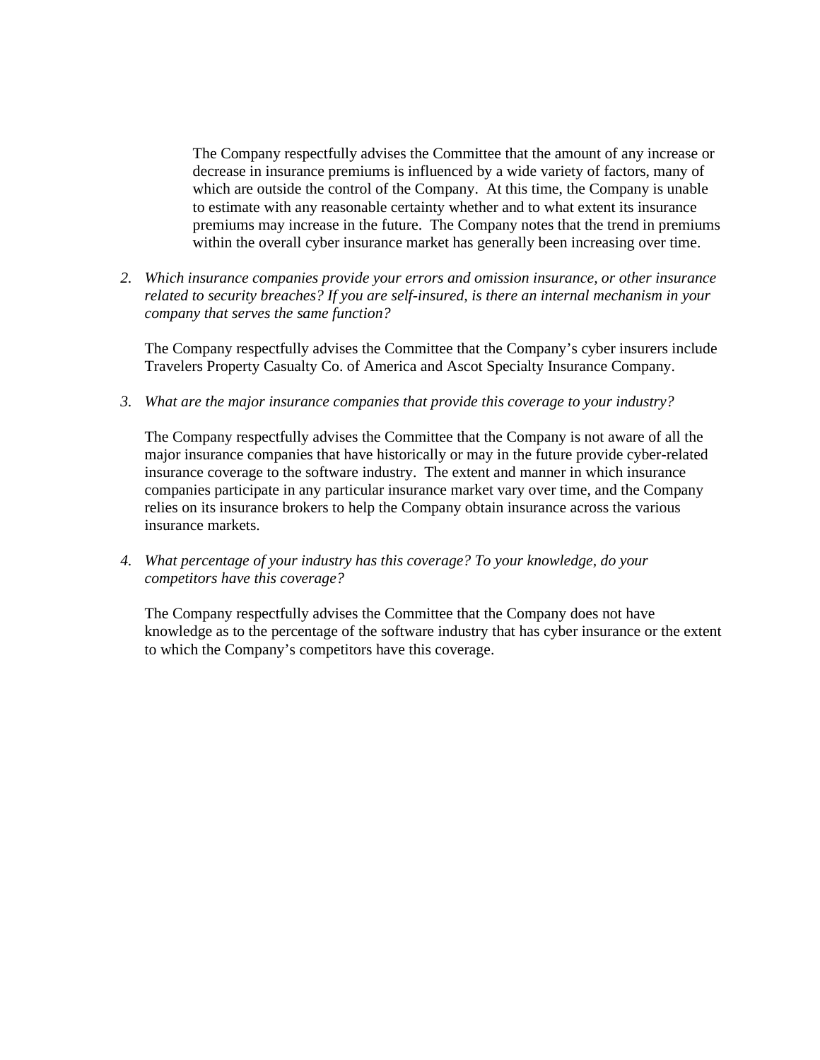The Company respectfully advises the Committee that the amount of any increase or decrease in insurance premiums is influenced by a wide variety of factors, many of which are outside the control of the Company. At this time, the Company is unable to estimate with any reasonable certainty whether and to what extent its insurance premiums may increase in the future. The Company notes that the trend in premiums within the overall cyber insurance market has generally been increasing over time.

2. *Which insurance companies provide your errors and omission insurance, or other insurance related to security breaches? If you are self-insured, is there an internal mechanism in your company that serves the same function?*

   The Company respectfully advises the Committee that the Company's cyber insurers include Travelers Property Casualty Co. of America and Ascot Specialty Insurance Company.

3. *What are the major insurance companies that provide this coverage to your industry?*

   The Company respectfully advises the Committee that the Company is not aware of all the major insurance companies that have historically or may in the future provide cyber-related insurance coverage to the software industry. The extent and manner in which insurance companies participate in any particular insurance market vary over time, and the Company relies on its insurance brokers to help the Company obtain insurance across the various insurance markets.

4. *What percentage of your industry has this coverage? To your knowledge, do your competitors have this coverage?*

   The Company respectfully advises the Committee that the Company does not have knowledge as to the percentage of the software industry that has cyber insurance or the extent to which the Company's competitors have this coverage.